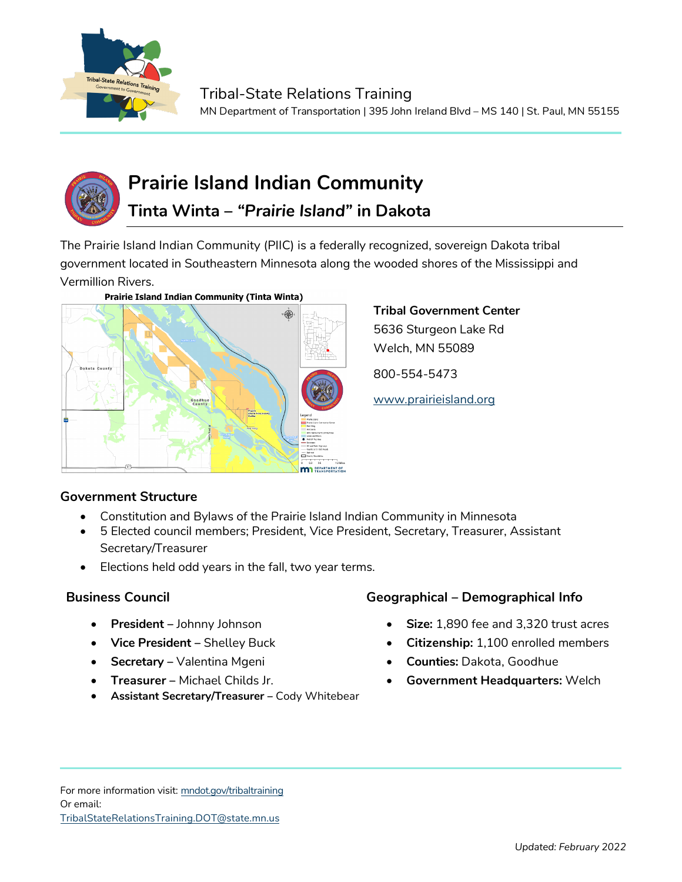Tribal-State Relations Training

MN Department of Transportation | 395 John Ireland Blvd – MS 140 | St. Paul, MN 55155

# Prairie Island Indian Community

## Tinta Winta – "*Prairie Island*" in Dakota

The Prairie Island Indian Community (PIIC) is a federally recognized, sovereign Dakota tribal government located in Southeastern Minnesota along the wooded shores of the Mississippi and Vermillion Rivers.

**Tribal Government Center**

5636 Sturgeon Lake Rd
Welch, MN 55089

800-554-5473

www.prairieisland.org

### Government Structure

- Constitution and Bylaws of the Prairie Island Indian Community in Minnesota
- 5 Elected council members; President, Vice President, Secretary, Treasurer, Assistant Secretary/Treasurer
- Elections held odd years in the fall, two year terms.

### Business Council

- **President** – Johnny Johnson
- **Vice President** – Shelley Buck
- **Secretary** – Valentina Mgeni
- **Treasurer** – Michael Childs Jr.
- **Assistant Secretary/Treasurer** – Cody Whitebear

### Geographical – Demographical Info

- **Size:** 1,890 fee and 3,320 trust acres
- **Citizenship:** 1,100 enrolled members
- **Counties:** Dakota, Goodhue
- **Government Headquarters:** Welch

For more information visit: mndot.gov/tribaltraining
Or email:
TribalStateRelationsTraining.DOT@state.mn.us

Updated: *February 2022*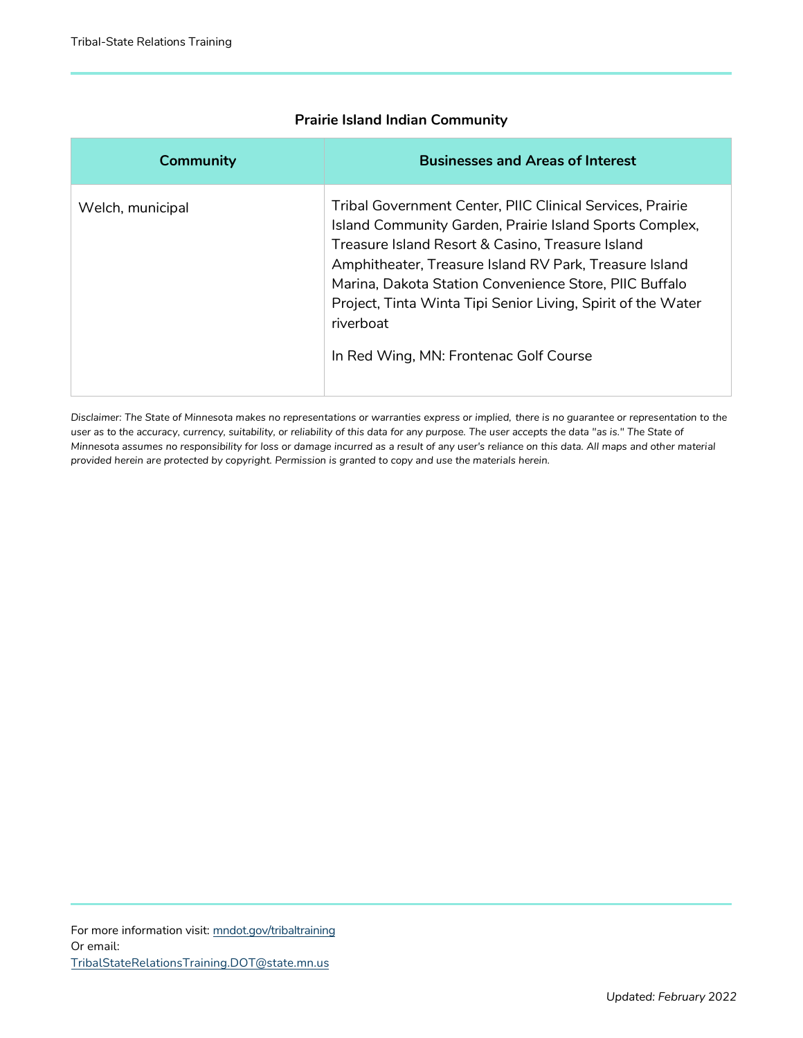**Prairie Island Indian Community**

| Community | Businesses and Areas of Interest |
|---|---|
| Welch, municipal | Tribal Government Center, PIIC Clinical Services, Prairie Island Community Garden, Prairie Island Sports Complex, Treasure Island Resort & Casino, Treasure Island Amphitheater, Treasure Island RV Park, Treasure Island Marina, Dakota Station Convenience Store, PIIC Buffalo Project, Tinta Winta Tipi Senior Living, Spirit of the Water riverboat<br><br>In Red Wing, MN: Frontenac Golf Course |

*Disclaimer: The State of Minnesota makes no representations or warranties express or implied, there is no guarantee or representation to the user as to the accuracy, currency, suitability, or reliability of this data for any purpose. The user accepts the data "as is." The State of Minnesota assumes no responsibility for loss or damage incurred as a result of any user's reliance on this data. All maps and other material provided herein are protected by copyright. Permission is granted to copy and use the materials herein.*

For more information visit: [mndot.gov/tribaltraining](mndot.gov/tribaltraining)
Or email:
[TribalStateRelationsTraining.DOT@state.mn.us](mailto:TribalStateRelationsTraining.DOT@state.mn.us)

Updated: *February 2022*